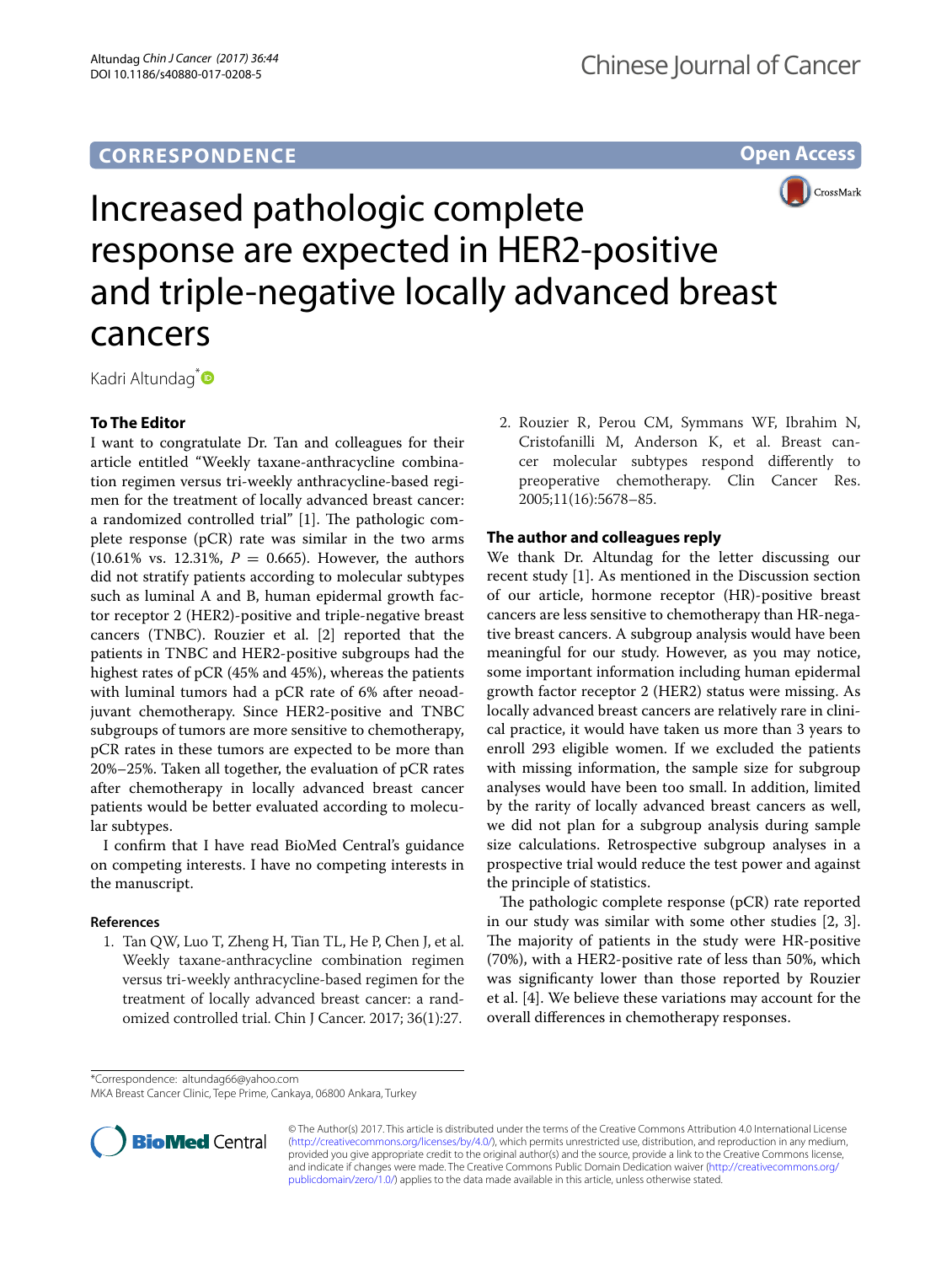CORRESPONDENCE

Open Access

# Increased pathologic complete response are expected in HER2-positive and triple-negative locally advanced breast cancers

Kadri Altundag*

## To The Editor

I want to congratulate Dr. Tan and colleagues for their article entitled "Weekly taxane-anthracycline combination regimen versus tri-weekly anthracycline-based regimen for the treatment of locally advanced breast cancer: a randomized controlled trial" [1]. The pathologic complete response (pCR) rate was similar in the two arms (10.61% vs. 12.31%, $P = 0.665$). However, the authors did not stratify patients according to molecular subtypes such as luminal A and B, human epidermal growth factor receptor 2 (HER2)-positive and triple-negative breast cancers (TNBC). Rouzier et al. [2] reported that the patients in TNBC and HER2-positive subgroups had the highest rates of pCR (45% and 45%), whereas the patients with luminal tumors had a pCR rate of 6% after neoadjuvant chemotherapy. Since HER2-positive and TNBC subgroups of tumors are more sensitive to chemotherapy, pCR rates in these tumors are expected to be more than 20%–25%. Taken all together, the evaluation of pCR rates after chemotherapy in locally advanced breast cancer patients would be better evaluated according to molecular subtypes.

I confirm that I have read BioMed Central's guidance on competing interests. I have no competing interests in the manuscript.

### References

1. Tan QW, Luo T, Zheng H, Tian TL, He P, Chen J, et al. Weekly taxane-anthracycline combination regimen versus tri-weekly anthracycline-based regimen for the treatment of locally advanced breast cancer: a randomized controlled trial. Chin J Cancer. 2017; 36(1):27.
2. Rouzier R, Perou CM, Symmans WF, Ibrahim N, Cristofanilli M, Anderson K, et al. Breast cancer molecular subtypes respond differently to preoperative chemotherapy. Clin Cancer Res. 2005;11(16):5678–85.

## The author and colleagues reply

We thank Dr. Altundag for the letter discussing our recent study [1]. As mentioned in the Discussion section of our article, hormone receptor (HR)-positive breast cancers are less sensitive to chemotherapy than HR-negative breast cancers. A subgroup analysis would have been meaningful for our study. However, as you may notice, some important information including human epidermal growth factor receptor 2 (HER2) status were missing. As locally advanced breast cancers are relatively rare in clinical practice, it would have taken us more than 3 years to enroll 293 eligible women. If we excluded the patients with missing information, the sample size for subgroup analyses would have been too small. In addition, limited by the rarity of locally advanced breast cancers as well, we did not plan for a subgroup analysis during sample size calculations. Retrospective subgroup analyses in a prospective trial would reduce the test power and against the principle of statistics.

The pathologic complete response (pCR) rate reported in our study was similar with some other studies [2, 3]. The majority of patients in the study were HR-positive (70%), with a HER2-positive rate of less than 50%, which was significanty lower than those reported by Rouzier et al. [4]. We believe these variations may account for the overall differences in chemotherapy responses.

*Correspondence: altundag66@yahoo.com
MKA Breast Cancer Clinic, Tepe Prime, Cankaya, 06800 Ankara, Turkey

© The Author(s) 2017. This article is distributed under the terms of the Creative Commons Attribution 4.0 International License (http://creativecommons.org/licenses/by/4.0/), which permits unrestricted use, distribution, and reproduction in any medium, provided you give appropriate credit to the original author(s) and the source, provide a link to the Creative Commons license, and indicate if changes were made. The Creative Commons Public Domain Dedication waiver (http://creativecommons.org/publicdomain/zero/1.0/) applies to the data made available in this article, unless otherwise stated.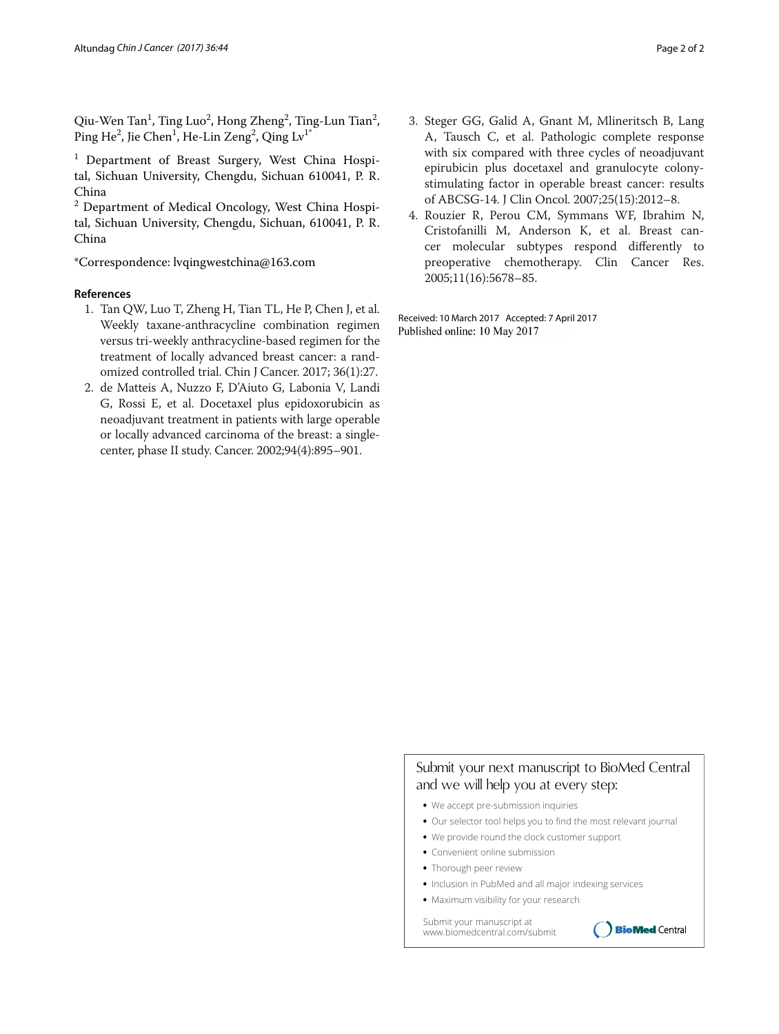Qiu-Wen Tan[1], Ting Luo[2], Hong Zheng[2], Ting-Lun Tian[2], Ping He[2], Jie Chen[1], He-Lin Zeng[2], Qing Lv[1*]

[1] Department of Breast Surgery, West China Hospital, Sichuan University, Chengdu, Sichuan 610041, P. R. China

[2] Department of Medical Oncology, West China Hospital, Sichuan University, Chengdu, Sichuan, 610041, P. R. China

*Correspondence: lvqingwestchina@163.com

## References

1. Tan QW, Luo T, Zheng H, Tian TL, He P, Chen J, et al. Weekly taxane-anthracycline combination regimen versus tri-weekly anthracycline-based regimen for the treatment of locally advanced breast cancer: a randomized controlled trial. Chin J Cancer. 2017; 36(1):27.
2. de Matteis A, Nuzzo F, D'Aiuto G, Labonia V, Landi G, Rossi E, et al. Docetaxel plus epidoxorubicin as neoadjuvant treatment in patients with large operable or locally advanced carcinoma of the breast: a single-center, phase II study. Cancer. 2002;94(4):895–901.
3. Steger GG, Galid A, Gnant M, Mlineritsch B, Lang A, Tausch C, et al. Pathologic complete response with six compared with three cycles of neoadjuvant epirubicin plus docetaxel and granulocyte colony-stimulating factor in operable breast cancer: results of ABCSG-14. J Clin Oncol. 2007;25(15):2012–8.
4. Rouzier R, Perou CM, Symmans WF, Ibrahim N, Cristofanilli M, Anderson K, et al. Breast cancer molecular subtypes respond differently to preoperative chemotherapy. Clin Cancer Res. 2005;11(16):5678–85.

Received: 10 March 2017 Accepted: 7 April 2017
Published online: 10 May 2017

Submit your next manuscript to BioMed Central and we will help you at every step:

- We accept pre-submission inquiries
- Our selector tool helps you to find the most relevant journal
- We provide round the clock customer support
- Convenient online submission
- Thorough peer review
- Inclusion in PubMed and all major indexing services
- Maximum visibility for your research

Submit your manuscript at www.biomedcentral.com/submit

BioMed Central